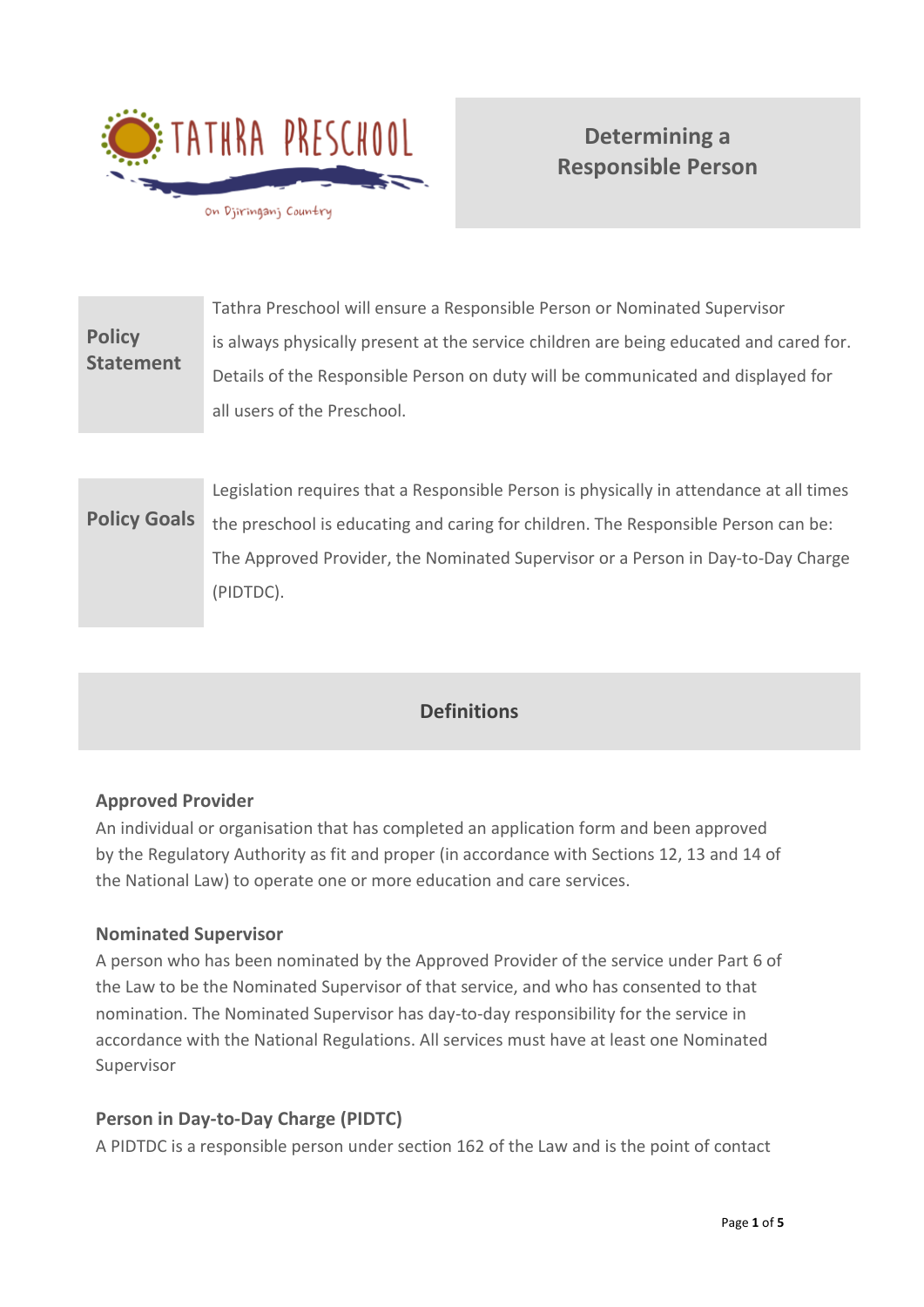TATHRA PRESCHOOL

On Djiringanj Country

# Determining a Responsible Person

| | |
|---|---|
| **Policy Statement** | Tathra Preschool will ensure a Responsible Person or Nominated Supervisor is always physically present at the service children are being educated and cared for. Details of the Responsible Person on duty will be communicated and displayed for all users of the Preschool. |

| | |
|---|---|
| **Policy Goals** | Legislation requires that a Responsible Person is physically in attendance at all times the preschool is educating and caring for children. The Responsible Person can be: The Approved Provider, the Nominated Supervisor or a Person in Day-to-Day Charge (PIDTDC). |

## Definitions

### Approved Provider

An individual or organisation that has completed an application form and been approved by the Regulatory Authority as fit and proper (in accordance with Sections 12, 13 and 14 of the National Law) to operate one or more education and care services.

### Nominated Supervisor

A person who has been nominated by the Approved Provider of the service under Part 6 of the Law to be the Nominated Supervisor of that service, and who has consented to that nomination. The Nominated Supervisor has day-to-day responsibility for the service in accordance with the National Regulations. All services must have at least one Nominated Supervisor

### Person in Day-to-Day Charge (PIDTC)

A PIDTDC is a responsible person under section 162 of the Law and is the point of contact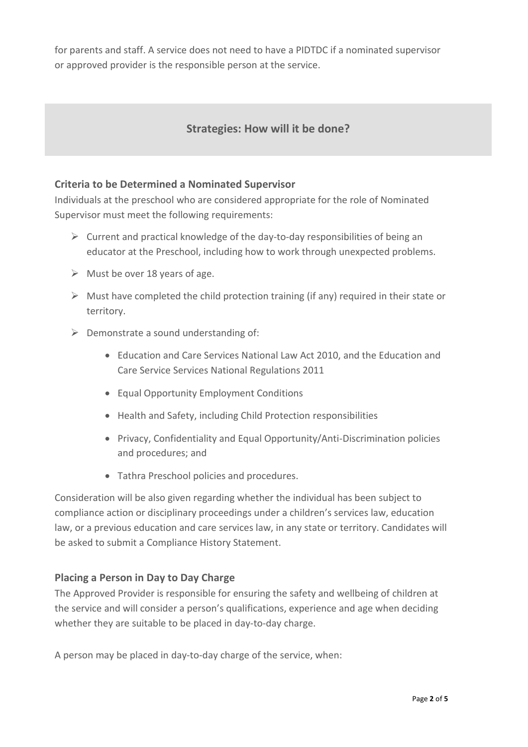for parents and staff. A service does not need to have a PIDTDC if a nominated supervisor or approved provider is the responsible person at the service.

## Strategies: How will it be done?

### Criteria to be Determined a Nominated Supervisor

Individuals at the preschool who are considered appropriate for the role of Nominated Supervisor must meet the following requirements:

- Current and practical knowledge of the day-to-day responsibilities of being an educator at the Preschool, including how to work through unexpected problems.
- Must be over 18 years of age.
- Must have completed the child protection training (if any) required in their state or territory.
- Demonstrate a sound understanding of:
    - Education and Care Services National Law Act 2010, and the Education and Care Service Services National Regulations 2011
    - Equal Opportunity Employment Conditions
    - Health and Safety, including Child Protection responsibilities
    - Privacy, Confidentiality and Equal Opportunity/Anti-Discrimination policies and procedures; and
    - Tathra Preschool policies and procedures.

Consideration will be also given regarding whether the individual has been subject to compliance action or disciplinary proceedings under a children's services law, education law, or a previous education and care services law, in any state or territory. Candidates will be asked to submit a Compliance History Statement.

### Placing a Person in Day to Day Charge

The Approved Provider is responsible for ensuring the safety and wellbeing of children at the service and will consider a person's qualifications, experience and age when deciding whether they are suitable to be placed in day-to-day charge.

A person may be placed in day-to-day charge of the service, when: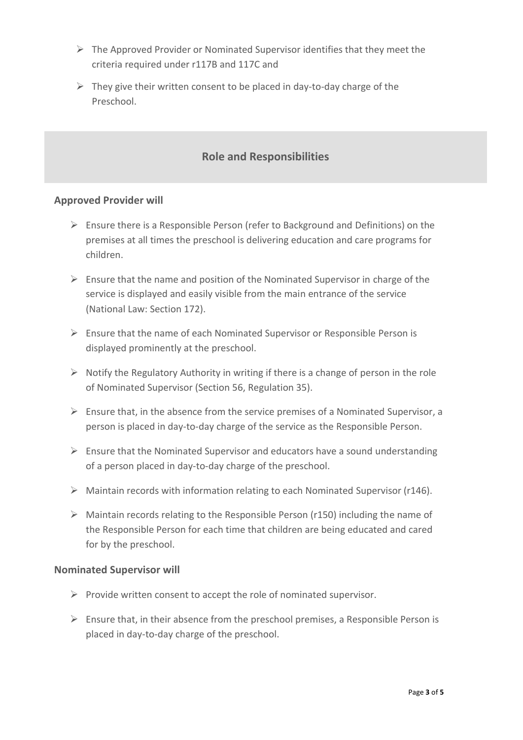- The Approved Provider or Nominated Supervisor identifies that they meet the criteria required under r117B and 117C and
- They give their written consent to be placed in day-to-day charge of the Preschool.

## Role and Responsibilities

### Approved Provider will

- Ensure there is a Responsible Person (refer to Background and Definitions) on the premises at all times the preschool is delivering education and care programs for children.
- Ensure that the name and position of the Nominated Supervisor in charge of the service is displayed and easily visible from the main entrance of the service (National Law: Section 172).
- Ensure that the name of each Nominated Supervisor or Responsible Person is displayed prominently at the preschool.
- Notify the Regulatory Authority in writing if there is a change of person in the role of Nominated Supervisor (Section 56, Regulation 35).
- Ensure that, in the absence from the service premises of a Nominated Supervisor, a person is placed in day-to-day charge of the service as the Responsible Person.
- Ensure that the Nominated Supervisor and educators have a sound understanding of a person placed in day-to-day charge of the preschool.
- Maintain records with information relating to each Nominated Supervisor (r146).
- Maintain records relating to the Responsible Person (r150) including the name of the Responsible Person for each time that children are being educated and cared for by the preschool.

### Nominated Supervisor will

- Provide written consent to accept the role of nominated supervisor.
- Ensure that, in their absence from the preschool premises, a Responsible Person is placed in day-to-day charge of the preschool.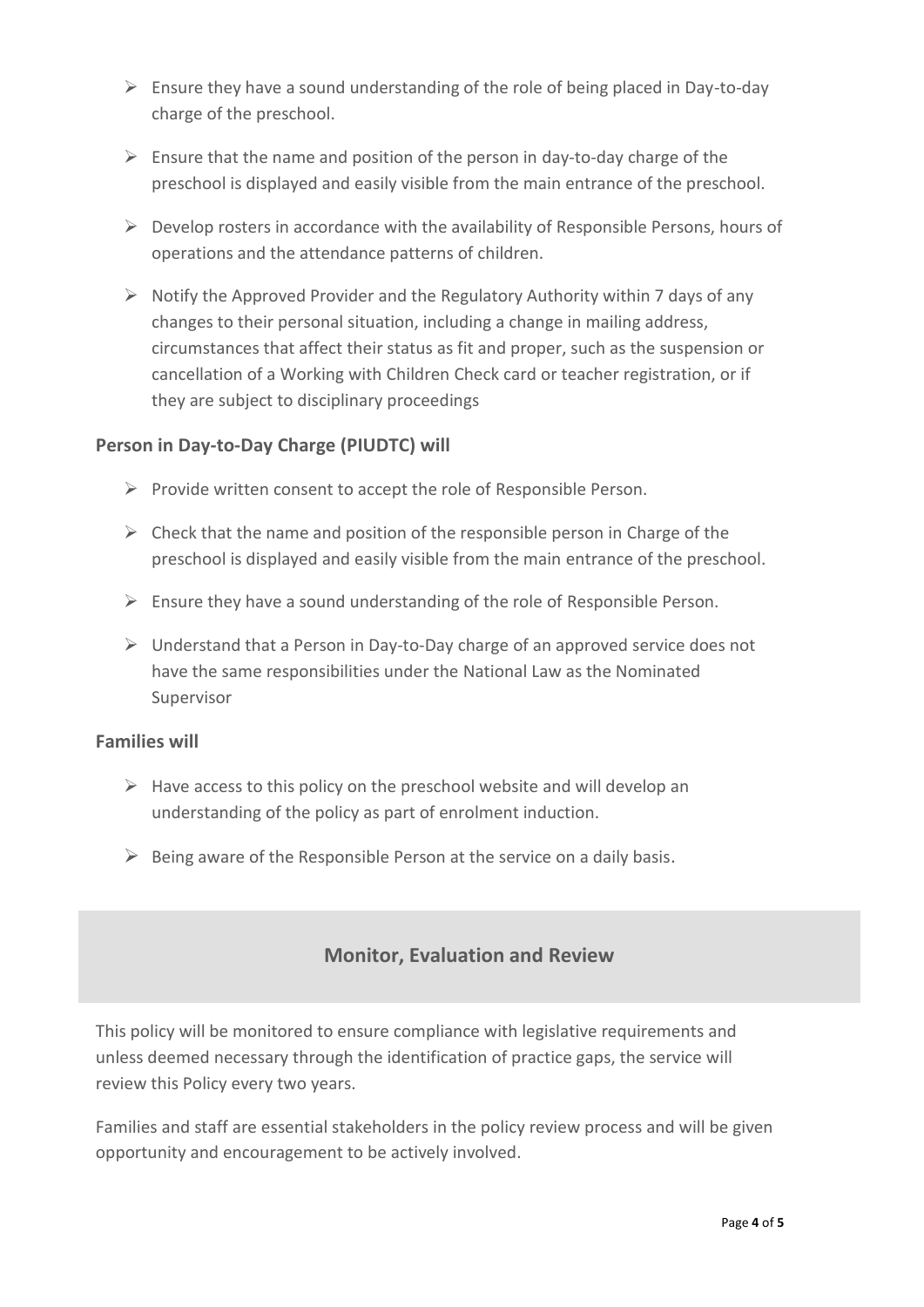- Ensure they have a sound understanding of the role of being placed in Day-to-day charge of the preschool.
- Ensure that the name and position of the person in day-to-day charge of the preschool is displayed and easily visible from the main entrance of the preschool.
- Develop rosters in accordance with the availability of Responsible Persons, hours of operations and the attendance patterns of children.
- Notify the Approved Provider and the Regulatory Authority within 7 days of any changes to their personal situation, including a change in mailing address, circumstances that affect their status as fit and proper, such as the suspension or cancellation of a Working with Children Check card or teacher registration, or if they are subject to disciplinary proceedings

### Person in Day-to-Day Charge (PIUDTC) will

- Provide written consent to accept the role of Responsible Person.
- Check that the name and position of the responsible person in Charge of the preschool is displayed and easily visible from the main entrance of the preschool.
- Ensure they have a sound understanding of the role of Responsible Person.
- Understand that a Person in Day-to-Day charge of an approved service does not have the same responsibilities under the National Law as the Nominated Supervisor

### Families will

- Have access to this policy on the preschool website and will develop an understanding of the policy as part of enrolment induction.
- Being aware of the Responsible Person at the service on a daily basis.

## Monitor, Evaluation and Review

This policy will be monitored to ensure compliance with legislative requirements and unless deemed necessary through the identification of practice gaps, the service will review this Policy every two years.

Families and staff are essential stakeholders in the policy review process and will be given opportunity and encouragement to be actively involved.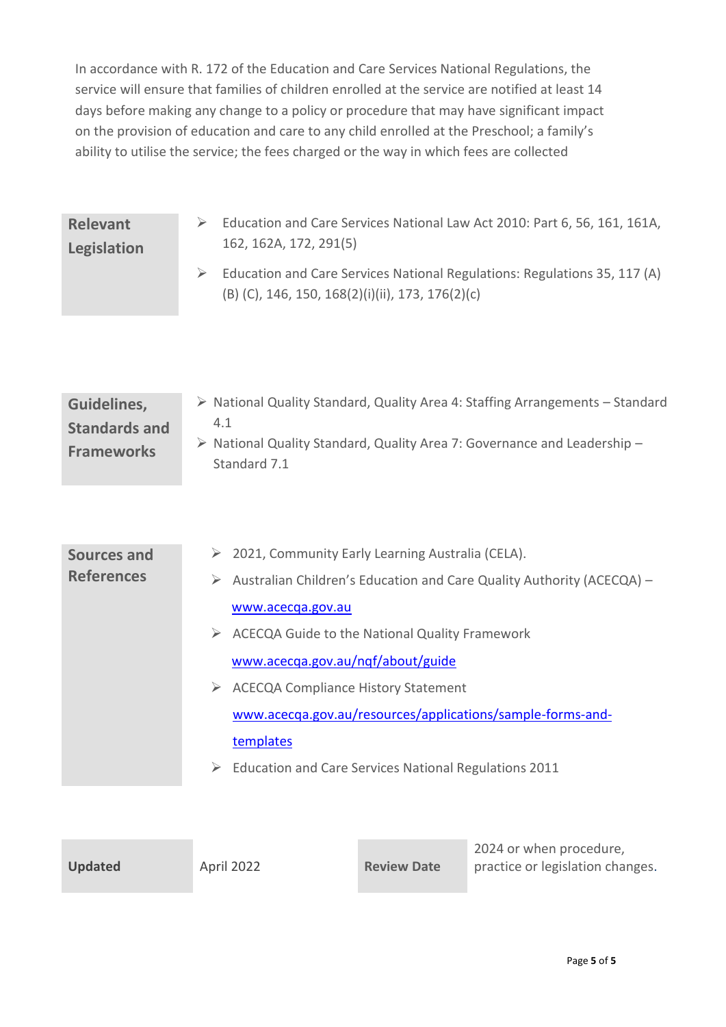In accordance with R. 172 of the Education and Care Services National Regulations, the service will ensure that families of children enrolled at the service are notified at least 14 days before making any change to a policy or procedure that may have significant impact on the provision of education and care to any child enrolled at the Preschool; a family's ability to utilise the service; the fees charged or the way in which fees are collected

| | |
|---|---|
| **Relevant Legislation** | ➢ Education and Care Services National Law Act 2010: Part 6, 56, 161, 161A, 162, 162A, 172, 291(5)<br>➢ Education and Care Services National Regulations: Regulations 35, 117 (A) (B) (C), 146, 150, 168(2)(i)(ii), 173, 176(2)(c) |

| | |
|---|---|
| **Guidelines, Standards and Frameworks** | ➢ National Quality Standard, Quality Area 4: Staffing Arrangements – Standard 4.1<br>➢ National Quality Standard, Quality Area 7: Governance and Leadership – Standard 7.1 |

| | |
|---|---|
| **Sources and References** | ➢ 2021, Community Early Learning Australia (CELA).<br>➢ Australian Children's Education and Care Quality Authority (ACECQA) – www.acecqa.gov.au<br>➢ ACECQA Guide to the National Quality Framework www.acecqa.gov.au/nqf/about/guide<br>➢ ACECQA Compliance History Statement www.acecqa.gov.au/resources/applications/sample-forms-and-templates<br>➢ Education and Care Services National Regulations 2011 |

| | | | |
|---|---|---|---|
| **Updated** | April 2022 | **Review Date** | 2024 or when procedure, practice or legislation changes. |